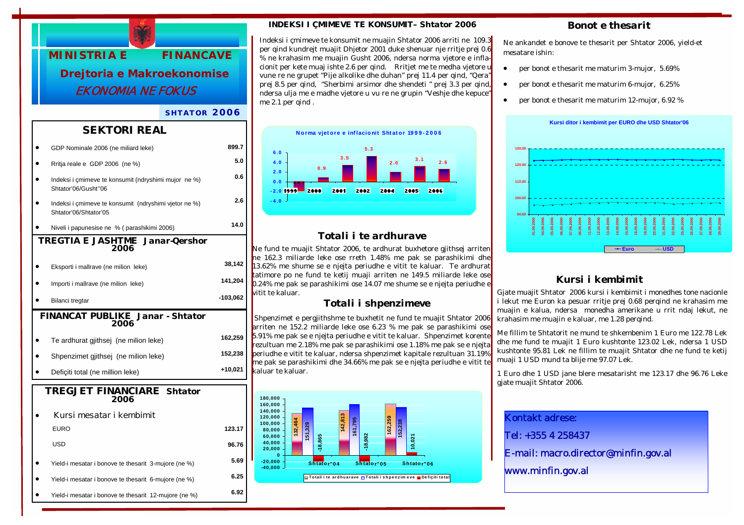# MINISTRIA E FINANCAVE

## Drejtoria e Makroekonomise

*EKONOMIA NE FOKUS*

**SHTATOR 2006**

## SEKTORI REAL

| | |
|---|---|
| GDP Nominale 2006 (ne miliard leke) | 899.7 |
| Rritja reale e GDP 2006 (ne %) | 5.0 |
| Indeksi i çmimeve te konsumit (ndryshimi mujor ne %) Shtator'06/Gusht''06 | 0.6 |
| Indeksi i çmimeve te konsumit (ndryshimi vjetor ne %) Shtator'06/Shtator'05 | 2.6 |
| Niveli i papunesise ne % ( parashikimi 2006) | 14.0 |

### TREGTIA E JASHTME Janar-Qershor 2006

| | |
|---|---|
| Eksporti i mallrave (ne milion leke) | 38,142 |
| Importi i mallrave (ne milion leke) | 141,204 |
| Bilanci tregtar | -103,062 |

### FINANCAT PUBLIKE Janar - Shtator 2006

| | |
|---|---|
| Te ardhurat gjithsej (ne milion leke) | 162,259 |
| Shpenzimet gjithsej (ne milion leke) | 152,238 |
| Deficiti total (ne million leke) | +10,021 |

### TREGJET FINANCIARE Shtator 2006

| | |
|---|---|
| Kursi mesatar i kembimit | |
| EURO | 123.17 |
| USD | 96.76 |
| Yield-i mesatar i bonove te thesarit 3-mujore (ne %) | 5.69 |
| Yield-i mesatar i bonove te thesarit 6-mujore (ne %) | 6.25 |
| Yield-i mesatar i bonove te thesarit 12-mujore (ne %) | 6.92 |

## INDEKSI I ÇMIMEVE TE KONSUMIT– Shtator 2006

Indeksi i çmimeve te konsumit ne muajin Shtator 2006 arriti ne 109.3 per qind kundrejt muajit Dhjetor 2001 duke shenuar nje rritje prej 0.6 % ne krahasim me muajin Gusht 2006, ndersa norma vjetore e inflacionit per kete muaj ishte 2.6 per qind. Rritjet me te medha vjetore u vune re ne grupet "Pije alkolike dhe duhan" prej 11.4 per qind, "Qera" prej 8.5 per qind, "Sherbimi arsimor dhe shendeti " prej 3.3 per qind, ndersa ulja me e madhe vjetore u vu re ne grupin "Veshje dhe kepuce" me 2.1 per qind .

**Norma vjetore e inflacionit Shtator 1999-2006**

| Viti | 1999 | 2000 | 2001 | 2002 | 2004 | 2005 | 2006 |
|---|---|---|---|---|---|---|---|
| Norma (%) | -1.9 | 0.9 | 3.5 | 5.3 | 2.0 | 3.1 | 2.6 |

## Totali i te ardhurave

Ne fund te muajit Shtator 2006, te ardhurat buxhetore gjithsej arriten ne 162.3 miliarde leke ose rreth 1.48% me pak se parashikimi dhe 13.62% me shume se e njejta periudhe e vitit te kaluar. Te ardhurat tatimore po ne fund te ketij muaji arriten ne 149.5 miliarde leke ose 0.24% me pak se parashikimi ose 14.07 me shume se e njejta periudhe e vitit te kaluar.

## Totali i shpenzimeve

Shpenzimet e pergjithshme te buxhetit ne fund te muajit Shtator 2006 arriten ne 152.2 miliarde leke ose 6.23 % me pak se parashikimi ose 5.91% me pak se e njejta periudhe e vitit te kaluar. Shpenzimet korente rezultuan me 2.18% me pak se parashikimi ose 1.18% me pak se e njejta periudhe e vitit te kaluar, ndersa shpenzimet kapitale rezultuan 31.19% me pak se parashikimi dhe 34.66% me pak se e njejta periudhe e vitit te kaluar te kaluar.

| | Shtator"04 | Shtator"05 | Shtator"06 |
|---|---|---|---|
| Totali i te ardhurave | 132,464 | 142,813 | 162,259 |
| Totali i shpenzimeve | 151,329 | 161,795 | 152,238 |
| Deficiti total | -18,865 | -18,982 | 10,021 |

## Bonot e thesarit

Ne ankandet e bonove te thesarit per Shtator 2006, yield-et mesatare ishin:

- per bonot e thesarit me maturim 3-mujor, 5.69%
- per bonot e thesarit me maturim 6-mujor, 6.25%
- per bonot e thesarit me maturim 12-mujor, 6.92 %

**Kursi ditor i kembimit per EURO dhe USD Shtator'06**

## Kursi i kembimit

Gjate muajit Shtator 2006 kursi i kembimit i monedhes tone nacionle i lekut me Euron ka pesuar rritje prej 0.68 perqind ne krahasim me muajin e kalua, ndersa monedha amerikane u rrit ndaj lekut, ne krahasim me muajin e kaluar, me 1.28 perqind.

Me fillim te Shtatorit ne mund te shkembenim 1 Euro me 122.78 Lek dhe me fund te muajit 1 Euro kushtonte 123.02 Lek, ndersa 1 USD kushtonte 95.81 Lek ne fillim te muajit Shtator dhe ne fund te ketij muaji 1 USD mund ta blije me 97.07 Lek.

1 Euro dhe 1 USD jane blere mesatarisht me 123.17 dhe 96.76 Leke gjate muajit Shtator 2006.

Kontakt adrese:

Tel: +355 4 258437

E-mail: macro.director@minfin.gov.al

www.minfin.gov.al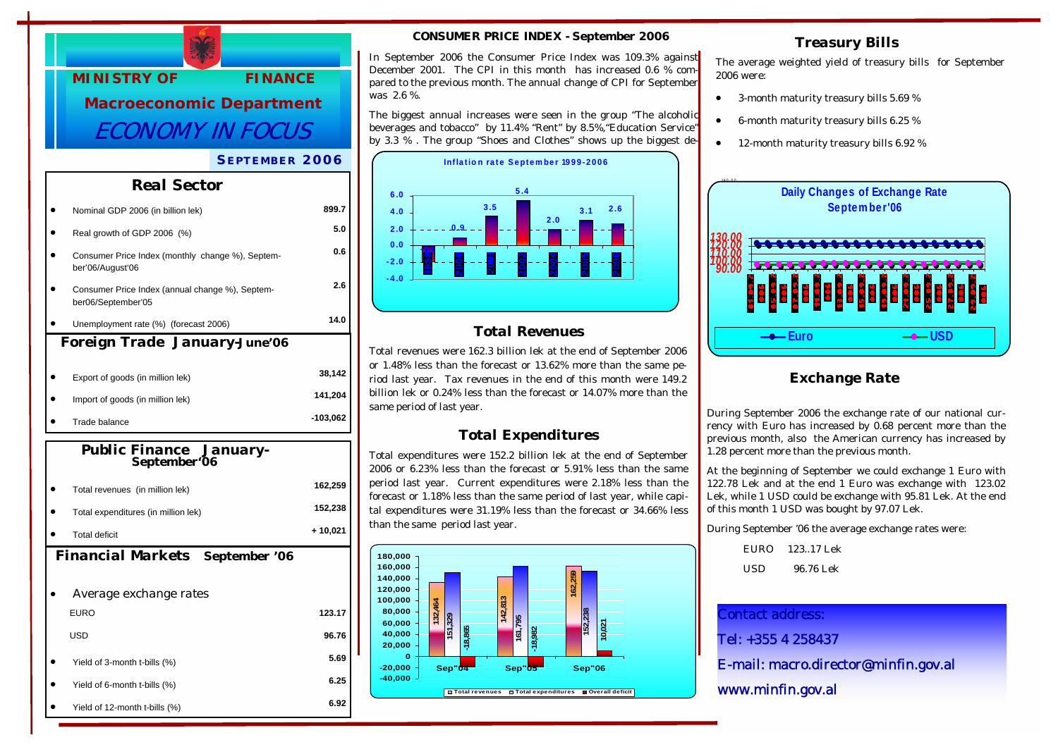# MINISTRY OF FINANCE

## Macroeconomic Department

*ECONOMY IN FOCUS*

**SEPTEMBER 2006**

## Real Sector

| | |
|---|---|
| Nominal GDP 2006 (in billion lek) | 899.7 |
| Real growth of GDP 2006 (%) | 5.0 |
| Consumer Price Index (monthly change %), September'06/August'06 | 0.6 |
| Consumer Price Index (annual change %), September06/September'05 | 2.6 |
| Unemployment rate (%) (forecast 2006) | 14.0 |

## Foreign Trade January-June'06

| | |
|---|---|
| Export of goods (in million lek) | 38,142 |
| Import of goods (in million lek) | 141,204 |
| Trade balance | -103,062 |

## Public Finance January-September'06

| | |
|---|---|
| Total revenues (in million lek) | 162,259 |
| Total expenditures (in million lek) | 152,238 |
| Total deficit | + 10,021 |

## Financial Markets September '06

| | |
|---|---|
| Average exchange rates | |
| EURO | 123.17 |
| USD | 96.76 |
| Yield of 3-month t-bills (%) | 5.69 |
| Yield of 6-month t-bills (%) | 6.25 |
| Yield of 12-month t-bills (%) | 6.92 |

### CONSUMER PRICE INDEX - September 2006

In September 2006 the Consumer Price Index was 109.3% against December 2001. The CPI in this month has increased 0.6 % compared to the previous month. The annual change of CPI for September was 2.6 %.

The biggest annual increases were seen in the group "The alcoholic beverages and tobacco" by 11.4% "Rent" by 8.5%,"Education Service" by 3.3 % . The group "Shoes and Clothes" shows up the biggest de-

Inflation rate September 1999-2006

6.0
4.0
2.0
0.0
-2.0
-4.0

0.9
3.5
5.4
2.0
3.1
2.6

## Total Revenues

Total revenues were 162.3 billion lek at the end of September 2006 or 1.48% less than the forecast or 13.62% more than the same period last year. Tax revenues in the end of this month were 149.2 billion lek or 0.24% less than the forecast or 14.07% more than the same period of last year.

## Total Expenditures

Total expenditures were 152.2 billion lek at the end of September 2006 or 6.23% less than the forecast or 5.91% less than the same period last year. Current expenditures were 2.18% less than the forecast or 1.18% less than the same period of last year, while capital expenditures were 31.19% less than the forecast or 34.66% less than the same period last year.

180,000
160,000
140,000
120,000
100,000
80,000
60,000
40,000
20,000
0
-20,000
-40,000

132,464
151,329
-18,865
142,813
161,795
-18,982
162,259
152,238
10,021

Sep"04
Sep"05
Sep"06

Total revenues
Total expenditures
Overall deficit

## Treasury Bills

The average weighted yield of treasury bills for September 2006 were:

- 3-month maturity treasury bills 5.69 %
- 6-month maturity treasury bills 6.25 %
- 12-month maturity treasury bills 6.92 %

Daily Changes of Exchange Rate September'06

130.00
120.00
110.00
100.00
90.00

Euro
USD

## Exchange Rate

During September 2006 the exchange rate of our national currency with Euro has increased by 0.68 percent more than the previous month, also the American currency has increased by 1.28 percent more than the previous month.

At the beginning of September we could exchange 1 Euro with 122.78 Lek and at the end 1 Euro was exchange with 123.02 Lek, while 1 USD could be exchange with 95.81 Lek. At the end of this month 1 USD was bought by 97.07 Lek.

During September '06 the average exchange rates were:

| | |
|---|---|
| EURO | 123..17 Lek |
| USD | 96.76 Lek |

Contact address:

Tel: +355 4 258437

E-mail: macro.director@minfin.gov.al

www.minfin.gov.al